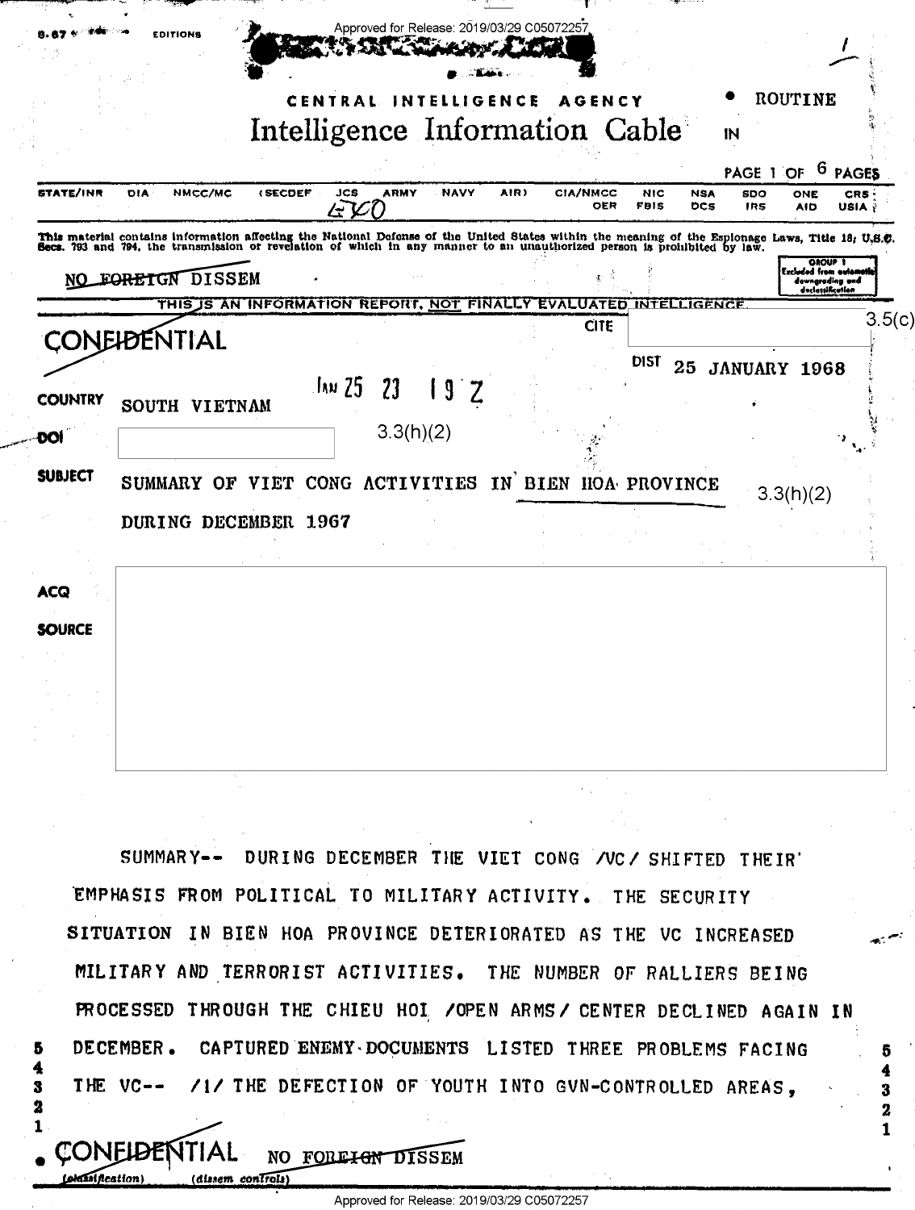CENTRAL INTELLIGENCE AGENCY

# Intelligence Information Cable

ROUTINE

IN

PAGE 1 OF 6 PAGES

STATE/INR DIA NMCC/MC (SECDEF JCS ARMY NAVY AIR) CIA/NMCC OER NIC FBIS NSA DCS SDO IRS ONE AID CRS USIA

EXO

This material contains information affecting the National Defense of the United States within the meaning of the Espionage Laws, Title 18, U.S.C. Secs. 793 and 794, the transmission or revelation of which in any manner to an unauthorized person is prohibited by law.

NO FOREIGN DISSEM

GROUP 1 Excluded from automatic downgrading and declassification

THIS IS AN INFORMATION REPORT, NOT FINALLY EVALUATED INTELLIGENCE.

CONFIDENTIAL

CITE 3.5(c)

DIST 25 JANUARY 1968

JAN 25 23 19 Z

COUNTRY SOUTH VIETNAM

DOI 3.3(h)(2)

SUBJECT SUMMARY OF VIET CONG ACTIVITIES IN BIEN HOA PROVINCE DURING DECEMBER 1967 3.3(h)(2)

ACQ

SOURCE

SUMMARY-- DURING DECEMBER THE VIET CONG /VC/ SHIFTED THEIR EMPHASIS FROM POLITICAL TO MILITARY ACTIVITY. THE SECURITY SITUATION IN BIEN HOA PROVINCE DETERIORATED AS THE VC INCREASED MILITARY AND TERRORIST ACTIVITIES. THE NUMBER OF RALLIERS BEING PROCESSED THROUGH THE CHIEU HOI /OPEN ARMS/ CENTER DECLINED AGAIN IN DECEMBER. CAPTURED ENEMY DOCUMENTS LISTED THREE PROBLEMS FACING THE VC-- /1/ THE DEFECTION OF YOUTH INTO GVN-CONTROLLED AREAS,

CONFIDENTIAL NO FOREIGN DISSEM
(classification) (dissem controls)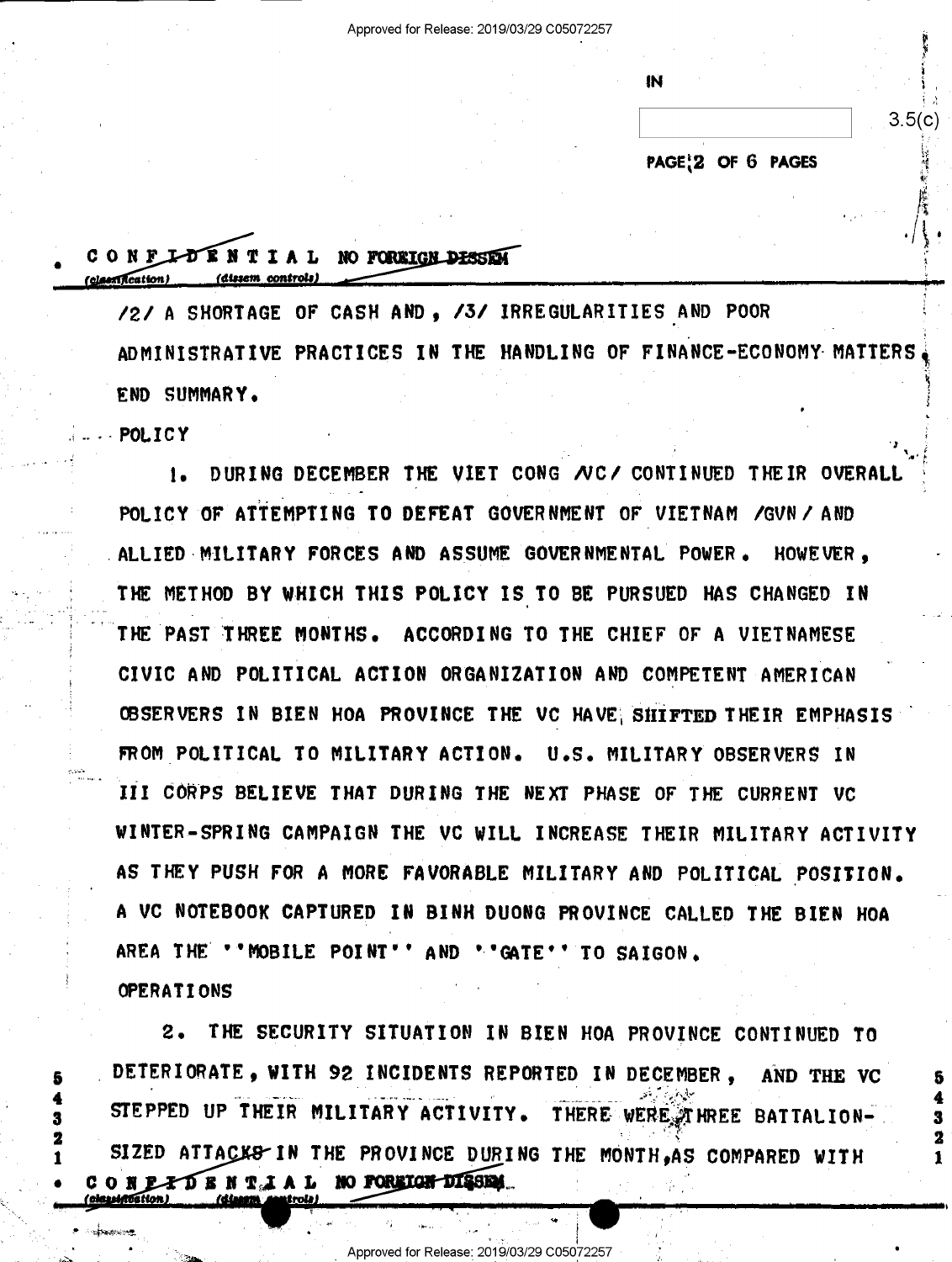CONFIDENTIAL NO FOREIGN DISSEM

/2/ A SHORTAGE OF CASH AND, /3/ IRREGULARITIES AND POOR ADMINISTRATIVE PRACTICES IN THE HANDLING OF FINANCE-ECONOMY MATTERS. END SUMMARY.

POLICY

1. DURING DECEMBER THE VIET CONG /VC/ CONTINUED THEIR OVERALL POLICY OF ATTEMPTING TO DEFEAT GOVERNMENT OF VIETNAM /GVN/ AND ALLIED MILITARY FORCES AND ASSUME GOVERNMENTAL POWER. HOWEVER, THE METHOD BY WHICH THIS POLICY IS TO BE PURSUED HAS CHANGED IN THE PAST THREE MONTHS. ACCORDING TO THE CHIEF OF A VIETNAMESE CIVIC AND POLITICAL ACTION ORGANIZATION AND COMPETENT AMERICAN OBSERVERS IN BIEN HOA PROVINCE THE VC HAVE SHIFTED THEIR EMPHASIS FROM POLITICAL TO MILITARY ACTION. U.S. MILITARY OBSERVERS IN III CORPS BELIEVE THAT DURING THE NEXT PHASE OF THE CURRENT VC WINTER-SPRING CAMPAIGN THE VC WILL INCREASE THEIR MILITARY ACTIVITY AS THEY PUSH FOR A MORE FAVORABLE MILITARY AND POLITICAL POSITION. A VC NOTEBOOK CAPTURED IN BINH DUONG PROVINCE CALLED THE BIEN HOA AREA THE ''MOBILE POINT'' AND ''GATE'' TO SAIGON.

OPERATIONS

2. THE SECURITY SITUATION IN BIEN HOA PROVINCE CONTINUED TO DETERIORATE, WITH 92 INCIDENTS REPORTED IN DECEMBER, AND THE VC STEPPED UP THEIR MILITARY ACTIVITY. THERE WERE THREE BATTALION-SIZED ATTACKS IN THE PROVINCE DURING THE MONTH, AS COMPARED WITH

CONFIDENTIAL NO FOREIGN DISSEM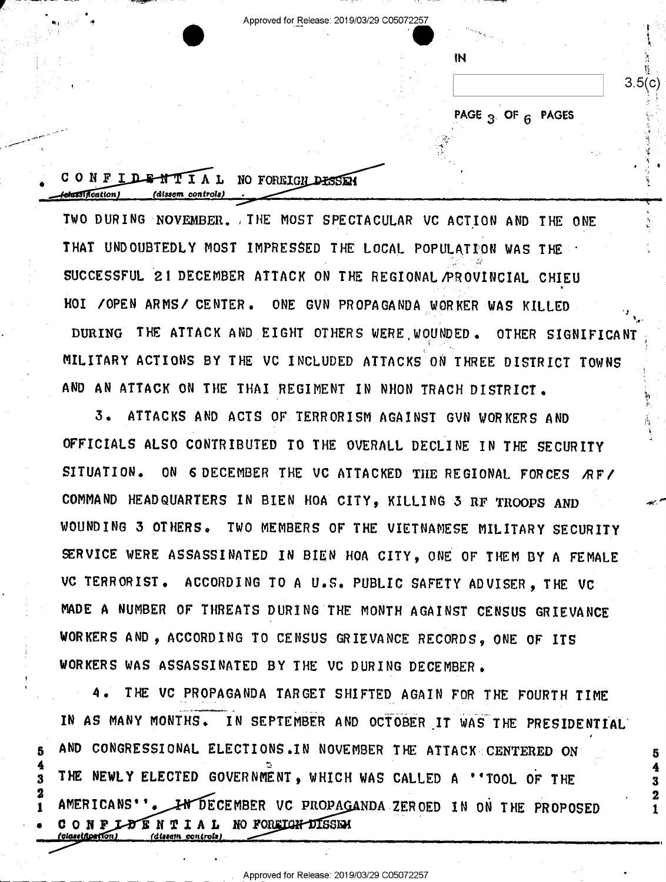CONFIDENTIAL NO FOREIGN DISSEM

TWO DURING NOVEMBER. THE MOST SPECTACULAR VC ACTION AND THE ONE THAT UNDOUBTEDLY MOST IMPRESSED THE LOCAL POPULATION WAS THE SUCCESSFUL 21 DECEMBER ATTACK ON THE REGIONAL/PROVINCIAL CHIEU HOI /OPEN ARMS/ CENTER. ONE GVN PROPAGANDA WORKER WAS KILLED DURING THE ATTACK AND EIGHT OTHERS WERE WOUNDED. OTHER SIGNIFICANT MILITARY ACTIONS BY THE VC INCLUDED ATTACKS ON THREE DISTRICT TOWNS AND AN ATTACK ON THE THAI REGIMENT IN NHON TRACH DISTRICT.

3. ATTACKS AND ACTS OF TERRORISM AGAINST GVN WORKERS AND OFFICIALS ALSO CONTRIBUTED TO THE OVERALL DECLINE IN THE SECURITY SITUATION. ON 6 DECEMBER THE VC ATTACKED THE REGIONAL FORCES /RF/ COMMAND HEADQUARTERS IN BIEN HOA CITY, KILLING 3 RF TROOPS AND WOUNDING 3 OTHERS. TWO MEMBERS OF THE VIETNAMESE MILITARY SECURITY SERVICE WERE ASSASSINATED IN BIEN HOA CITY, ONE OF THEM BY A FEMALE VC TERRORIST. ACCORDING TO A U.S. PUBLIC SAFETY ADVISER, THE VC MADE A NUMBER OF THREATS DURING THE MONTH AGAINST CENSUS GRIEVANCE WORKERS AND, ACCORDING TO CENSUS GRIEVANCE RECORDS, ONE OF ITS WORKERS WAS ASSASSINATED BY THE VC DURING DECEMBER.

4. THE VC PROPAGANDA TARGET SHIFTED AGAIN FOR THE FOURTH TIME IN AS MANY MONTHS. IN SEPTEMBER AND OCTOBER IT WAS THE PRESIDENTIAL AND CONGRESSIONAL ELECTIONS. IN NOVEMBER THE ATTACK CENTERED ON THE NEWLY ELECTED GOVERNMENT, WHICH WAS CALLED A "TOOL OF THE AMERICANS". IN DECEMBER VC PROPAGANDA ZEROED IN ON THE PROPOSED

CONFIDENTIAL NO FOREIGN DISSEM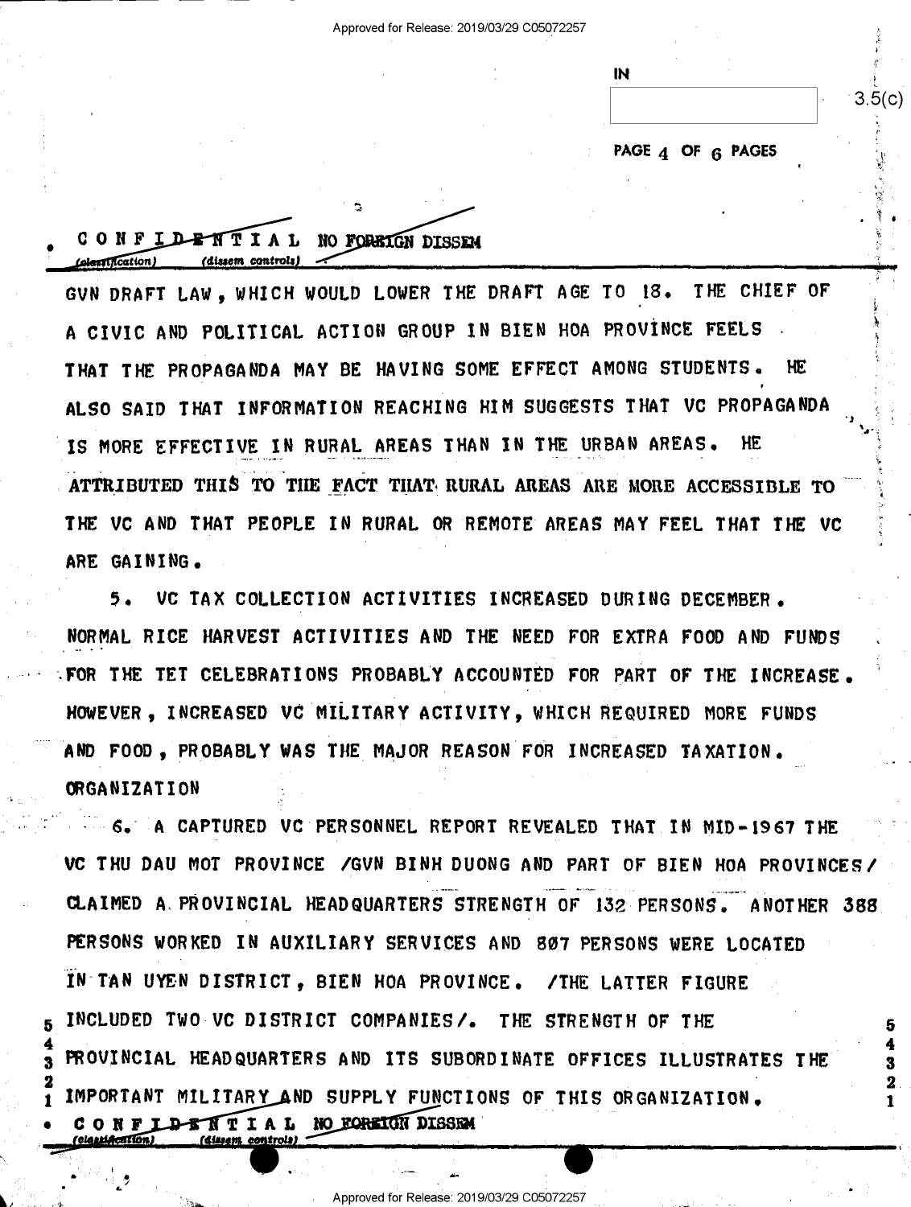CONFIDENTIAL NO FOREIGN DISSEM

GVN DRAFT LAW, WHICH WOULD LOWER THE DRAFT AGE TO 18. THE CHIEF OF A CIVIC AND POLITICAL ACTION GROUP IN BIEN HOA PROVINCE FEELS THAT THE PROPAGANDA MAY BE HAVING SOME EFFECT AMONG STUDENTS. HE ALSO SAID THAT INFORMATION REACHING HIM SUGGESTS THAT VC PROPAGANDA IS MORE EFFECTIVE IN RURAL AREAS THAN IN THE URBAN AREAS. HE ATTRIBUTED THIS TO THE FACT THAT RURAL AREAS ARE MORE ACCESSIBLE TO THE VC AND THAT PEOPLE IN RURAL OR REMOTE AREAS MAY FEEL THAT THE VC ARE GAINING.

5. VC TAX COLLECTION ACTIVITIES INCREASED DURING DECEMBER. NORMAL RICE HARVEST ACTIVITIES AND THE NEED FOR EXTRA FOOD AND FUNDS FOR THE TET CELEBRATIONS PROBABLY ACCOUNTED FOR PART OF THE INCREASE. HOWEVER, INCREASED VC MILITARY ACTIVITY, WHICH REQUIRED MORE FUNDS AND FOOD, PROBABLY WAS THE MAJOR REASON FOR INCREASED TAXATION.

ORGANIZATION

6. A CAPTURED VC PERSONNEL REPORT REVEALED THAT IN MID-1967 THE VC THU DAU MOT PROVINCE /GVN BINH DUONG AND PART OF BIEN HOA PROVINCES/ CLAIMED A PROVINCIAL HEADQUARTERS STRENGTH OF 132 PERSONS. ANOTHER 388 PERSONS WORKED IN AUXILIARY SERVICES AND 807 PERSONS WERE LOCATED IN TAN UYEN DISTRICT, BIEN HOA PROVINCE. /THE LATTER FIGURE INCLUDED TWO VC DISTRICT COMPANIES/. THE STRENGTH OF THE PROVINCIAL HEADQUARTERS AND ITS SUBORDINATE OFFICES ILLUSTRATES THE IMPORTANT MILITARY AND SUPPLY FUNCTIONS OF THIS ORGANIZATION.

CONFIDENTIAL NO FOREIGN DISSEM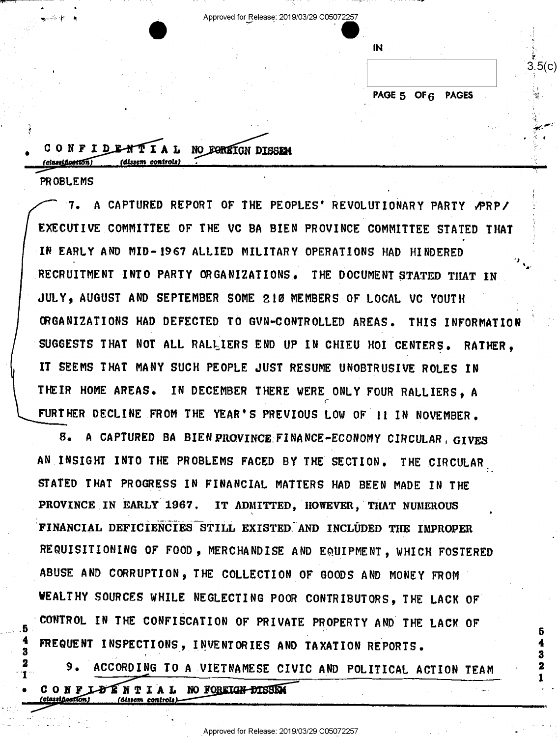CONFIDENTIAL NO FOREIGN DISSEM

PROBLEMS

7. A CAPTURED REPORT OF THE PEOPLES' REVOLUTIONARY PARTY /PRP/ EXECUTIVE COMMITTEE OF THE VC BA BIEN PROVINCE COMMITTEE STATED THAT IN EARLY AND MID-1967 ALLIED MILITARY OPERATIONS HAD HINDERED RECRUITMENT INTO PARTY ORGANIZATIONS. THE DOCUMENT STATED THAT IN JULY, AUGUST AND SEPTEMBER SOME 210 MEMBERS OF LOCAL VC YOUTH ORGANIZATIONS HAD DEFECTED TO GVN-CONTROLLED AREAS. THIS INFORMATION SUGGESTS THAT NOT ALL RALLIERS END UP IN CHIEU HOI CENTERS. RATHER, IT SEEMS THAT MANY SUCH PEOPLE JUST RESUME UNOBTRUSIVE ROLES IN THEIR HOME AREAS. IN DECEMBER THERE WERE ONLY FOUR RALLIERS, A FURTHER DECLINE FROM THE YEAR'S PREVIOUS LOW OF 11 IN NOVEMBER.

8. A CAPTURED BA BIEN PROVINCE FINANCE-ECONOMY CIRCULAR GIVES AN INSIGHT INTO THE PROBLEMS FACED BY THE SECTION. THE CIRCULAR STATED THAT PROGRESS IN FINANCIAL MATTERS HAD BEEN MADE IN THE PROVINCE IN EARLY 1967. IT ADMITTED, HOWEVER, THAT NUMEROUS FINANCIAL DEFICIENCIES STILL EXISTED AND INCLUDED THE IMPROPER REQUISITIONING OF FOOD, MERCHANDISE AND EQUIPMENT, WHICH FOSTERED ABUSE AND CORRUPTION, THE COLLECTION OF GOODS AND MONEY FROM WEALTHY SOURCES WHILE NEGLECTING POOR CONTRIBUTORS, THE LACK OF CONTROL IN THE CONFISCATION OF PRIVATE PROPERTY AND THE LACK OF FREQUENT INSPECTIONS, INVENTORIES AND TAXATION REPORTS.

9. ACCORDING TO A VIETNAMESE CIVIC AND POLITICAL ACTION TEAM

CONFIDENTIAL NO FOREIGN DISSEM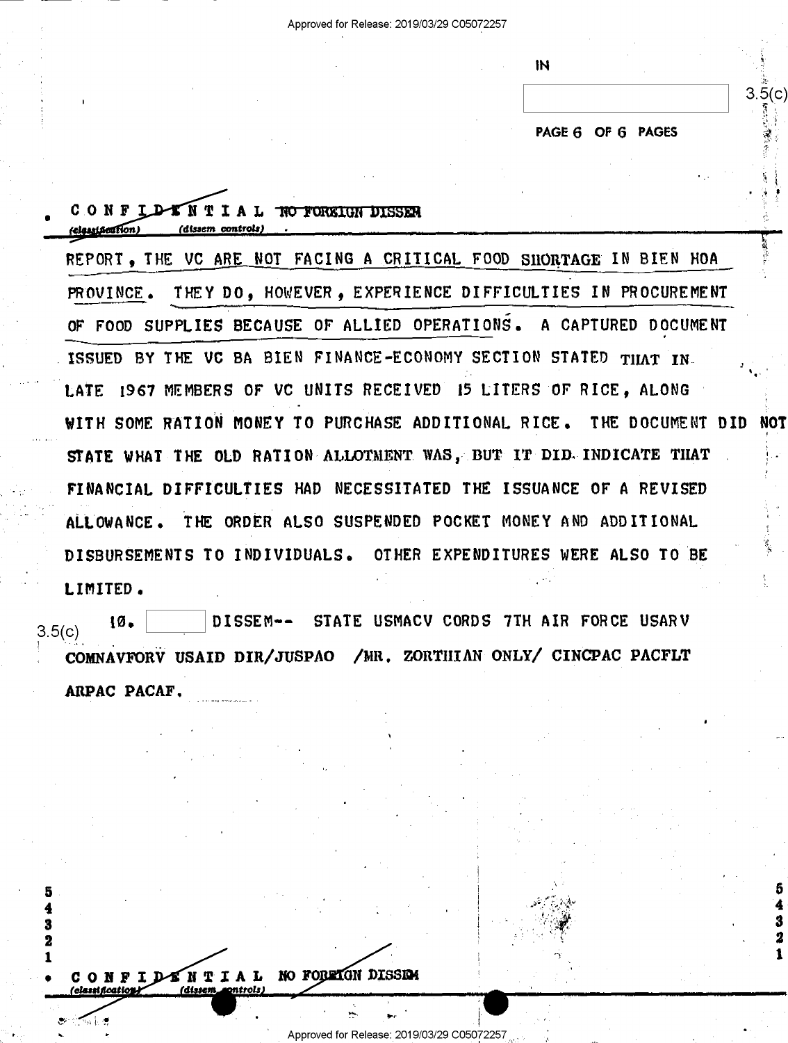IN

3.5(c)

CONFIDENTIAL ~~NO FOREIGN DISSEM~~
(classification) (dissem controls)

REPORT, THE VC ARE NOT FACING A CRITICAL FOOD SHORTAGE IN BIEN HOA PROVINCE. THEY DO, HOWEVER, EXPERIENCE DIFFICULTIES IN PROCUREMENT OF FOOD SUPPLIES BECAUSE OF ALLIED OPERATIONS. A CAPTURED DOCUMENT ISSUED BY THE VC BA BIEN FINANCE-ECONOMY SECTION STATED THAT IN LATE 1967 MEMBERS OF VC UNITS RECEIVED 15 LITERS OF RICE, ALONG WITH SOME RATION MONEY TO PURCHASE ADDITIONAL RICE. THE DOCUMENT DID NOT STATE WHAT THE OLD RATION ALLOTMENT WAS, BUT IT DID INDICATE THAT FINANCIAL DIFFICULTIES HAD NECESSITATED THE ISSUANCE OF A REVISED ALLOWANCE. THE ORDER ALSO SUSPENDED POCKET MONEY AND ADDITIONAL DISBURSEMENTS TO INDIVIDUALS. OTHER EXPENDITURES WERE ALSO TO BE LIMITED.

10. [3.5(c)] DISSEM-- STATE USMACV CORDS 7TH AIR FORCE USARV COMNAVFORV USAID DIR/JUSPAO /MR. ZORTHIAN ONLY/ CINCPAC PACFLT ARPAC PACAF.

CONFIDENTIAL NO FOREIGN DISSEM
(classification) (dissem controls)